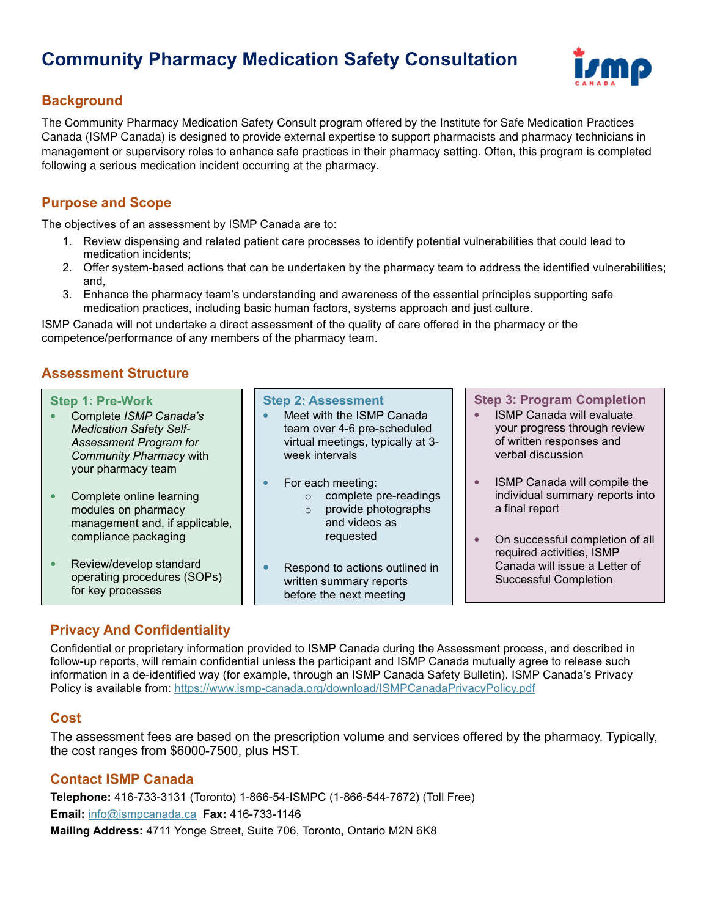# Community Pharmacy Medication Safety Consultation

## Background

The Community Pharmacy Medication Safety Consult program offered by the Institute for Safe Medication Practices Canada (ISMP Canada) is designed to provide external expertise to support pharmacists and pharmacy technicians in management or supervisory roles to enhance safe practices in their pharmacy setting. Often, this program is completed following a serious medication incident occurring at the pharmacy.

## Purpose and Scope

The objectives of an assessment by ISMP Canada are to:

1. Review dispensing and related patient care processes to identify potential vulnerabilities that could lead to medication incidents;
2. Offer system-based actions that can be undertaken by the pharmacy team to address the identified vulnerabilities; and,
3. Enhance the pharmacy team's understanding and awareness of the essential principles supporting safe medication practices, including basic human factors, systems approach and just culture.

ISMP Canada will not undertake a direct assessment of the quality of care offered in the pharmacy or the competence/performance of any members of the pharmacy team.

## Assessment Structure

### Step 1: Pre-Work

- Complete *ISMP Canada's Medication Safety Self-Assessment Program for Community Pharmacy* with your pharmacy team
- Complete online learning modules on pharmacy management and, if applicable, compliance packaging
- Review/develop standard operating procedures (SOPs) for key processes

### Step 2: Assessment

- Meet with the ISMP Canada team over 4-6 pre-scheduled virtual meetings, typically at 3-week intervals
- For each meeting:
  - complete pre-readings
  - provide photographs and videos as requested
- Respond to actions outlined in written summary reports before the next meeting

### Step 3: Program Completion

- ISMP Canada will evaluate your progress through review of written responses and verbal discussion
- ISMP Canada will compile the individual summary reports into a final report
- On successful completion of all required activities, ISMP Canada will issue a Letter of Successful Completion

## Privacy And Confidentiality

Confidential or proprietary information provided to ISMP Canada during the Assessment process, and described in follow-up reports, will remain confidential unless the participant and ISMP Canada mutually agree to release such information in a de-identified way (for example, through an ISMP Canada Safety Bulletin). ISMP Canada's Privacy Policy is available from: https://www.ismp-canada.org/download/ISMPCanadaPrivacyPolicy.pdf

## Cost

The assessment fees are based on the prescription volume and services offered by the pharmacy. Typically, the cost ranges from $6000-7500, plus HST.

## Contact ISMP Canada

**Telephone:** 416-733-3131 (Toronto) 1-866-54-ISMPC (1-866-544-7672) (Toll Free)

**Email:** info@ismpcanada.ca **Fax:** 416-733-1146

**Mailing Address:** 4711 Yonge Street, Suite 706, Toronto, Ontario M2N 6K8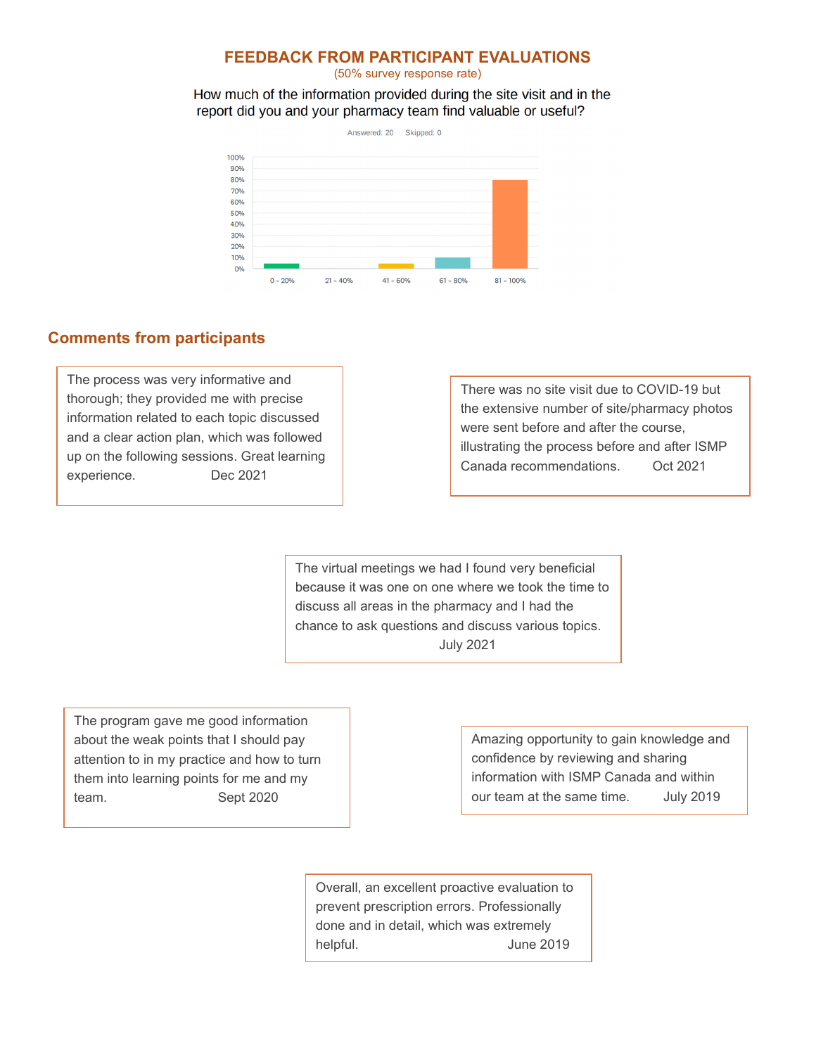## FEEDBACK FROM PARTICIPANT EVALUATIONS

(50% survey response rate)

How much of the information provided during the site visit and in the report did you and your pharmacy team find valuable or useful?

Answered: 20 Skipped: 0

100%
90%
80%
70%
60%
50%
40%
30%
20%
10%
0%

0 - 20%
21 - 40%
41 - 60%
61 - 80%
81 - 100%

## Comments from participants

The process was very informative and thorough; they provided me with precise information related to each topic discussed and a clear action plan, which was followed up on the following sessions. Great learning experience. Dec 2021

There was no site visit due to COVID-19 but the extensive number of site/pharmacy photos were sent before and after the course, illustrating the process before and after ISMP Canada recommendations. Oct 2021

The virtual meetings we had I found very beneficial because it was one on one where we took the time to discuss all areas in the pharmacy and I had the chance to ask questions and discuss various topics. July 2021

The program gave me good information about the weak points that I should pay attention to in my practice and how to turn them into learning points for me and my team. Sept 2020

Amazing opportunity to gain knowledge and confidence by reviewing and sharing information with ISMP Canada and within our team at the same time. July 2019

Overall, an excellent proactive evaluation to prevent prescription errors. Professionally done and in detail, which was extremely helpful. June 2019